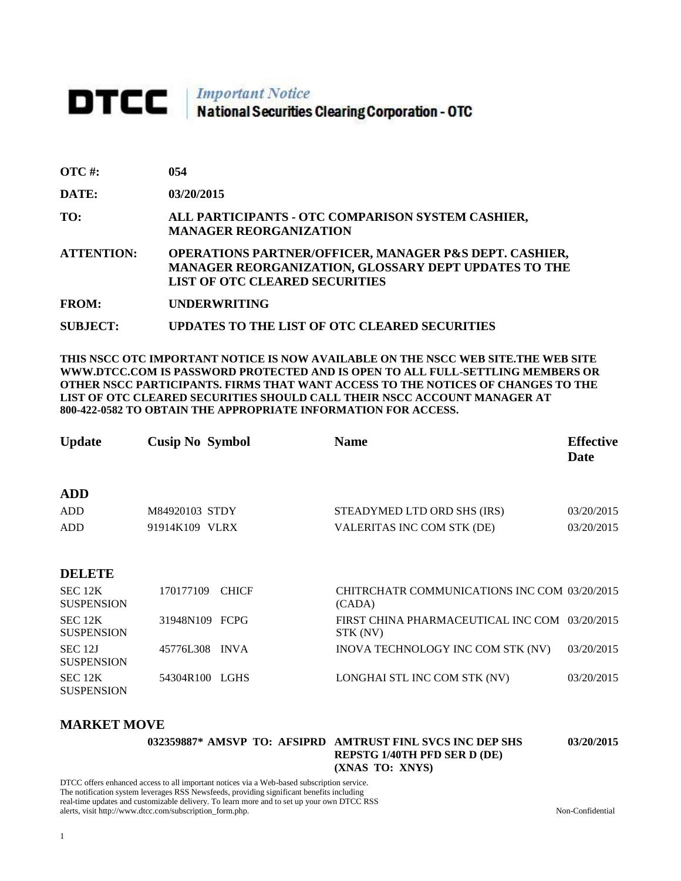# DTCC | *Important Notice* National Securities Clearing Corporation - OTC

**OTC #:** **054**

**DATE:** **03/20/2015**

**TO:** **ALL PARTICIPANTS - OTC COMPARISON SYSTEM CASHIER, MANAGER REORGANIZATION**

**ATTENTION:** **OPERATIONS PARTNER/OFFICER, MANAGER P&S DEPT. CASHIER, MANAGER REORGANIZATION, GLOSSARY DEPT UPDATES TO THE LIST OF OTC CLEARED SECURITIES**

**FROM:** **UNDERWRITING**

**SUBJECT:** **UPDATES TO THE LIST OF OTC CLEARED SECURITIES**

**THIS NSCC OTC IMPORTANT NOTICE IS NOW AVAILABLE ON THE NSCC WEB SITE.THE WEB SITE WWW.DTCC.COM IS PASSWORD PROTECTED AND IS OPEN TO ALL FULL-SETTLING MEMBERS OR OTHER NSCC PARTICIPANTS. FIRMS THAT WANT ACCESS TO THE NOTICES OF CHANGES TO THE LIST OF OTC CLEARED SECURITIES SHOULD CALL THEIR NSCC ACCOUNT MANAGER AT 800-422-0582 TO OBTAIN THE APPROPRIATE INFORMATION FOR ACCESS.**

| Update | Cusip No | Symbol | Name | Effective Date |
|---|---|---|---|---|
| **ADD** | | | | |
| ADD | M84920103 | STDY | STEADYMED LTD ORD SHS (IRS) | 03/20/2015 |
| ADD | 91914K109 | VLRX | VALERITAS INC COM STK (DE) | 03/20/2015 |
| **DELETE** | | | | |
| SEC 12K SUSPENSION | 170177109 | CHICF | CHITRCHATR COMMUNICATIONS INC COM (CADA) | 03/20/2015 |
| SEC 12K SUSPENSION | 31948N109 | FCPG | FIRST CHINA PHARMACEUTICAL INC COM STK (NV) | 03/20/2015 |
| SEC 12J SUSPENSION | 45776L308 | INVA | INOVA TECHNOLOGY INC COM STK (NV) | 03/20/2015 |
| SEC 12K SUSPENSION | 54304R100 | LGHS | LONGHAI STL INC COM STK (NV) | 03/20/2015 |
| **MARKET MOVE** | | | | |
| | **032359887*** | **AMSVP TO: AFSIPRD** | **AMTRUST FINL SVCS INC DEP SHS REPSTG 1/40TH PFD SER D (DE) (XNAS TO: XNYS)** | **03/20/2015** |

DTCC offers enhanced access to all important notices via a Web-based subscription service. The notification system leverages RSS Newsfeeds, providing significant benefits including real-time updates and customizable delivery. To learn more and to set up your own DTCC RSS alerts, visit http://www.dtcc.com/subscription_form.php.

Non-Confidential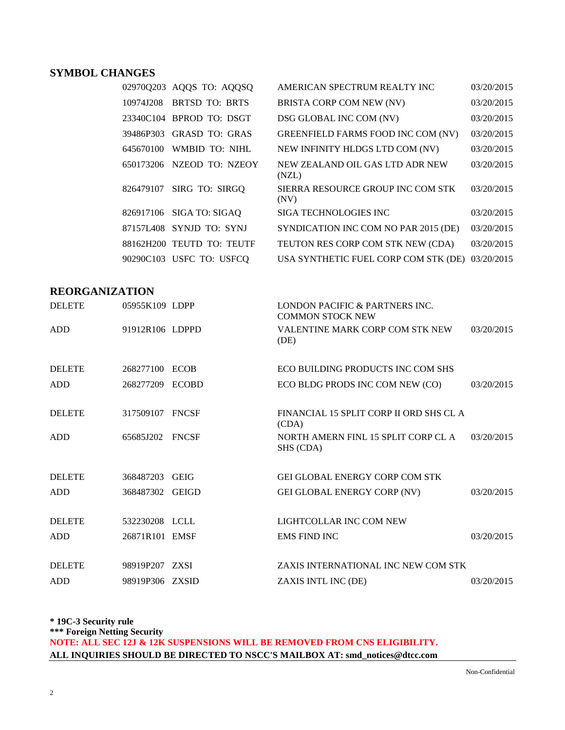## SYMBOL CHANGES

| | | | |
|---|---|---|---|
| 02970Q203 | AQQS TO: AQQSQ | AMERICAN SPECTRUM REALTY INC | 03/20/2015 |
| 10974J208 | BRTSD TO: BRTS | BRISTA CORP COM NEW (NV) | 03/20/2015 |
| 23340C104 | BPROD TO: DSGT | DSG GLOBAL INC COM (NV) | 03/20/2015 |
| 39486P303 | GRASD TO: GRAS | GREENFIELD FARMS FOOD INC COM (NV) | 03/20/2015 |
| 645670100 | WMBID TO: NIHL | NEW INFINITY HLDGS LTD COM (NV) | 03/20/2015 |
| 650173206 | NZEOD TO: NZEOY | NEW ZEALAND OIL GAS LTD ADR NEW (NZL) | 03/20/2015 |
| 826479107 | SIRG TO: SIRGQ | SIERRA RESOURCE GROUP INC COM STK (NV) | 03/20/2015 |
| 826917106 | SIGA TO: SIGAQ | SIGA TECHNOLOGIES INC | 03/20/2015 |
| 87157L408 | SYNJD TO: SYNJ | SYNDICATION INC COM NO PAR 2015 (DE) | 03/20/2015 |
| 88162H200 | TEUTD TO: TEUTF | TEUTON RES CORP COM STK NEW (CDA) | 03/20/2015 |
| 90290C103 | USFC TO: USFCQ | USA SYNTHETIC FUEL CORP COM STK (DE) | 03/20/2015 |

## REORGANIZATION

| | | | | |
|---|---|---|---|---|
| DELETE | 05955K109 | LDPP | LONDON PACIFIC & PARTNERS INC. COMMON STOCK NEW | |
| ADD | 91912R106 | LDPPD | VALENTINE MARK CORP COM STK NEW (DE) | 03/20/2015 |
| DELETE | 268277100 | ECOB | ECO BUILDING PRODUCTS INC COM SHS | |
| ADD | 268277209 | ECOBD | ECO BLDG PRODS INC COM NEW (CO) | 03/20/2015 |
| DELETE | 317509107 | FNCSF | FINANCIAL 15 SPLIT CORP II ORD SHS CL A (CDA) | |
| ADD | 65685J202 | FNCSF | NORTH AMERN FINL 15 SPLIT CORP CL A SHS (CDA) | 03/20/2015 |
| DELETE | 368487203 | GEIG | GEI GLOBAL ENERGY CORP COM STK | |
| ADD | 368487302 | GEIGD | GEI GLOBAL ENERGY CORP (NV) | 03/20/2015 |
| DELETE | 532230208 | LCLL | LIGHTCOLLAR INC COM NEW | |
| ADD | 26871R101 | EMSF | EMS FIND INC | 03/20/2015 |
| DELETE | 98919P207 | ZXSI | ZAXIS INTERNATIONAL INC NEW COM STK | |
| ADD | 98919P306 | ZXSID | ZAXIS INTL INC (DE) | 03/20/2015 |

**\* 19C-3 Security rule**
**\*\*\* Foreign Netting Security**
**NOTE: ALL SEC 12J & 12K SUSPENSIONS WILL BE REMOVED FROM CNS ELIGIBILITY.**
**ALL INQUIRIES SHOULD BE DIRECTED TO NSCC'S MAILBOX AT: smd_notices@dtcc.com**

Non-Confidential